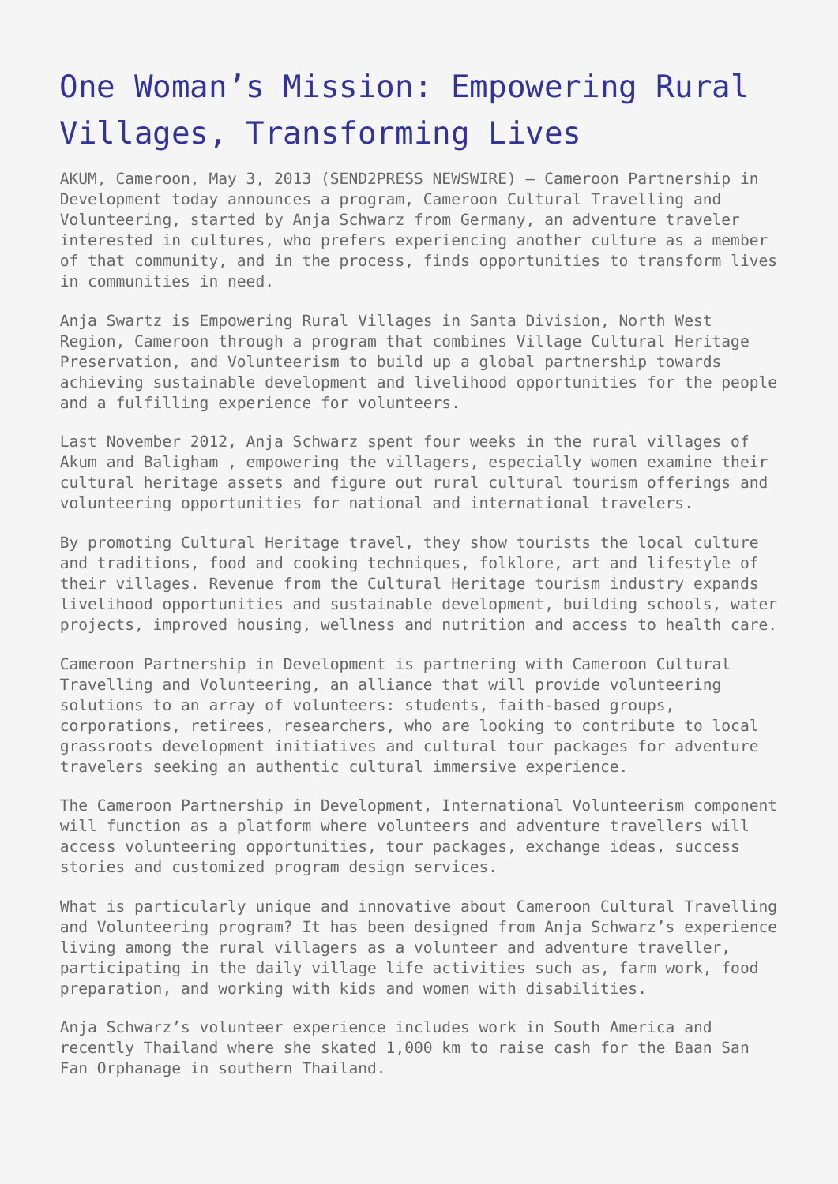# One Woman's Mission: Empowering Rural Villages, Transforming Lives

AKUM, Cameroon, May 3, 2013 (SEND2PRESS NEWSWIRE) — Cameroon Partnership in Development today announces a program, Cameroon Cultural Travelling and Volunteering, started by Anja Schwarz from Germany, an adventure traveler interested in cultures, who prefers experiencing another culture as a member of that community, and in the process, finds opportunities to transform lives in communities in need.

Anja Swartz is Empowering Rural Villages in Santa Division, North West Region, Cameroon through a program that combines Village Cultural Heritage Preservation, and Volunteerism to build up a global partnership towards achieving sustainable development and livelihood opportunities for the people and a fulfilling experience for volunteers.

Last November 2012, Anja Schwarz spent four weeks in the rural villages of Akum and Baligham , empowering the villagers, especially women examine their cultural heritage assets and figure out rural cultural tourism offerings and volunteering opportunities for national and international travelers.

By promoting Cultural Heritage travel, they show tourists the local culture and traditions, food and cooking techniques, folklore, art and lifestyle of their villages. Revenue from the Cultural Heritage tourism industry expands livelihood opportunities and sustainable development, building schools, water projects, improved housing, wellness and nutrition and access to health care.

Cameroon Partnership in Development is partnering with Cameroon Cultural Travelling and Volunteering, an alliance that will provide volunteering solutions to an array of volunteers: students, faith-based groups, corporations, retirees, researchers, who are looking to contribute to local grassroots development initiatives and cultural tour packages for adventure travelers seeking an authentic cultural immersive experience.

The Cameroon Partnership in Development, International Volunteerism component will function as a platform where volunteers and adventure travellers will access volunteering opportunities, tour packages, exchange ideas, success stories and customized program design services.

What is particularly unique and innovative about Cameroon Cultural Travelling and Volunteering program? It has been designed from Anja Schwarz's experience living among the rural villagers as a volunteer and adventure traveller, participating in the daily village life activities such as, farm work, food preparation, and working with kids and women with disabilities.

Anja Schwarz's volunteer experience includes work in South America and recently Thailand where she skated 1,000 km to raise cash for the Baan San Fan Orphanage in southern Thailand.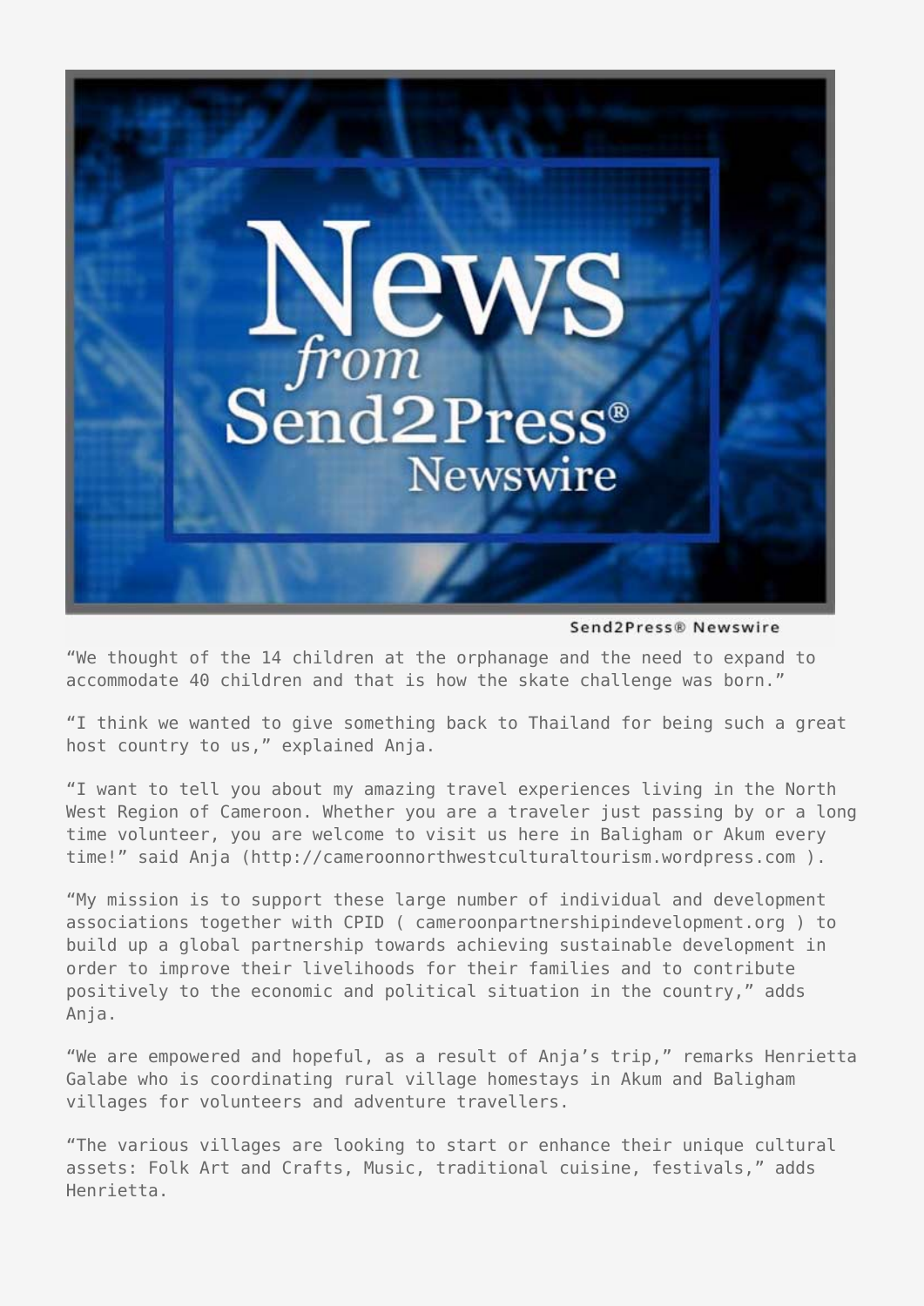Send2Press® Newswire

"We thought of the 14 children at the orphanage and the need to expand to accommodate 40 children and that is how the skate challenge was born."

"I think we wanted to give something back to Thailand for being such a great host country to us," explained Anja.

"I want to tell you about my amazing travel experiences living in the North West Region of Cameroon. Whether you are a traveler just passing by or a long time volunteer, you are welcome to visit us here in Baligham or Akum every time!" said Anja (http://cameroonnorthwestculturaltourism.wordpress.com ).

"My mission is to support these large number of individual and development associations together with CPID ( cameroonpartnershipindevelopment.org ) to build up a global partnership towards achieving sustainable development in order to improve their livelihoods for their families and to contribute positively to the economic and political situation in the country," adds Anja.

"We are empowered and hopeful, as a result of Anja's trip," remarks Henrietta Galabe who is coordinating rural village homestays in Akum and Baligham villages for volunteers and adventure travellers.

"The various villages are looking to start or enhance their unique cultural assets: Folk Art and Crafts, Music, traditional cuisine, festivals," adds Henrietta.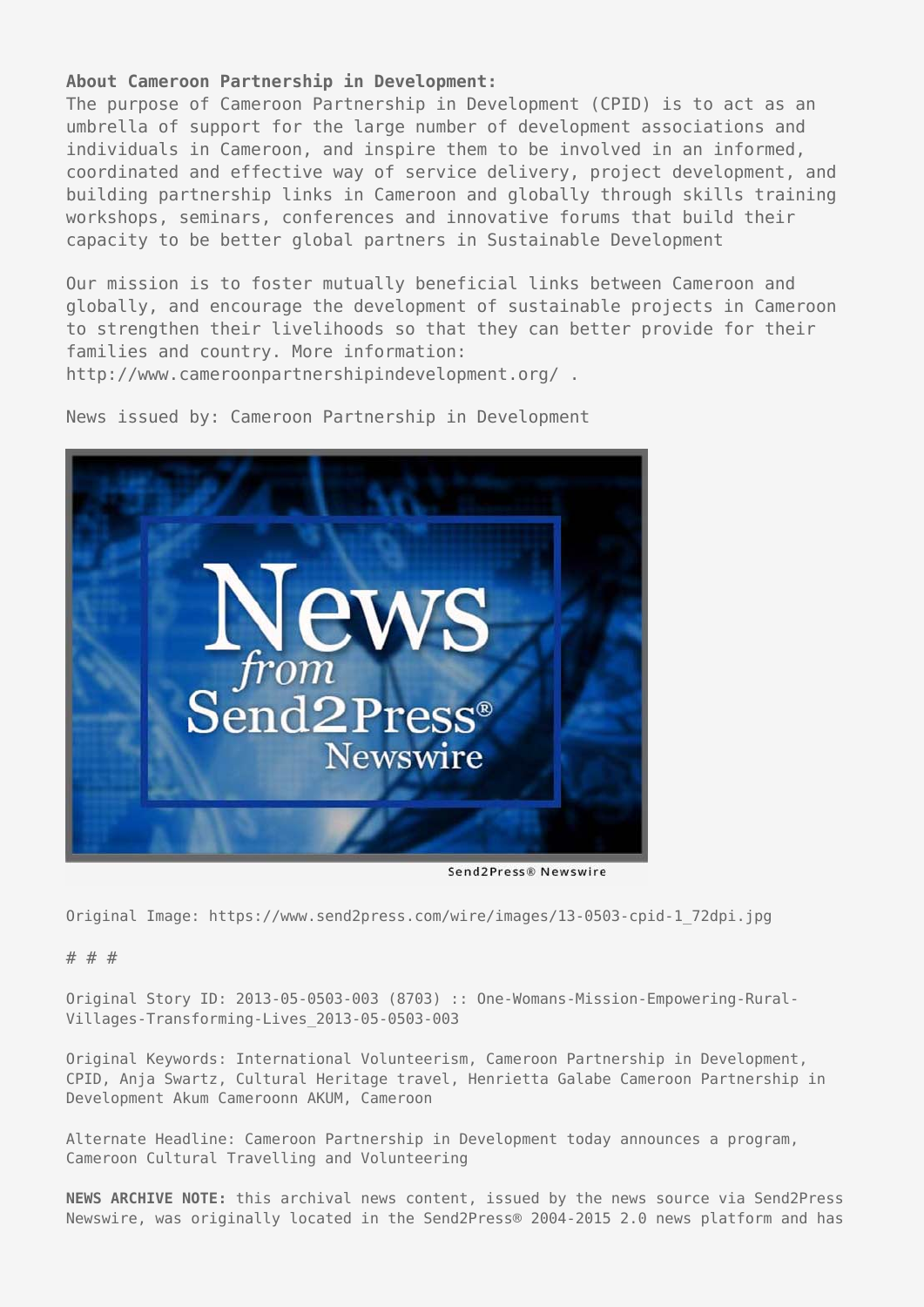**About Cameroon Partnership in Development:**

The purpose of Cameroon Partnership in Development (CPID) is to act as an umbrella of support for the large number of development associations and individuals in Cameroon, and inspire them to be involved in an informed, coordinated and effective way of service delivery, project development, and building partnership links in Cameroon and globally through skills training workshops, seminars, conferences and innovative forums that build their capacity to be better global partners in Sustainable Development

Our mission is to foster mutually beneficial links between Cameroon and globally, and encourage the development of sustainable projects in Cameroon to strengthen their livelihoods so that they can better provide for their families and country. More information: http://www.cameroonpartnershipindevelopment.org/ .

News issued by: Cameroon Partnership in Development

Send2Press® Newswire

Original Image: https://www.send2press.com/wire/images/13-0503-cpid-1_72dpi.jpg

# # #

Original Story ID: 2013-05-0503-003 (8703) :: One-Womans-Mission-Empowering-Rural-Villages-Transforming-Lives_2013-05-0503-003

Original Keywords: International Volunteerism, Cameroon Partnership in Development, CPID, Anja Swartz, Cultural Heritage travel, Henrietta Galabe Cameroon Partnership in Development Akum Cameroonn AKUM, Cameroon

Alternate Headline: Cameroon Partnership in Development today announces a program, Cameroon Cultural Travelling and Volunteering

**NEWS ARCHIVE NOTE:** this archival news content, issued by the news source via Send2Press Newswire, was originally located in the Send2Press® 2004-2015 2.0 news platform and has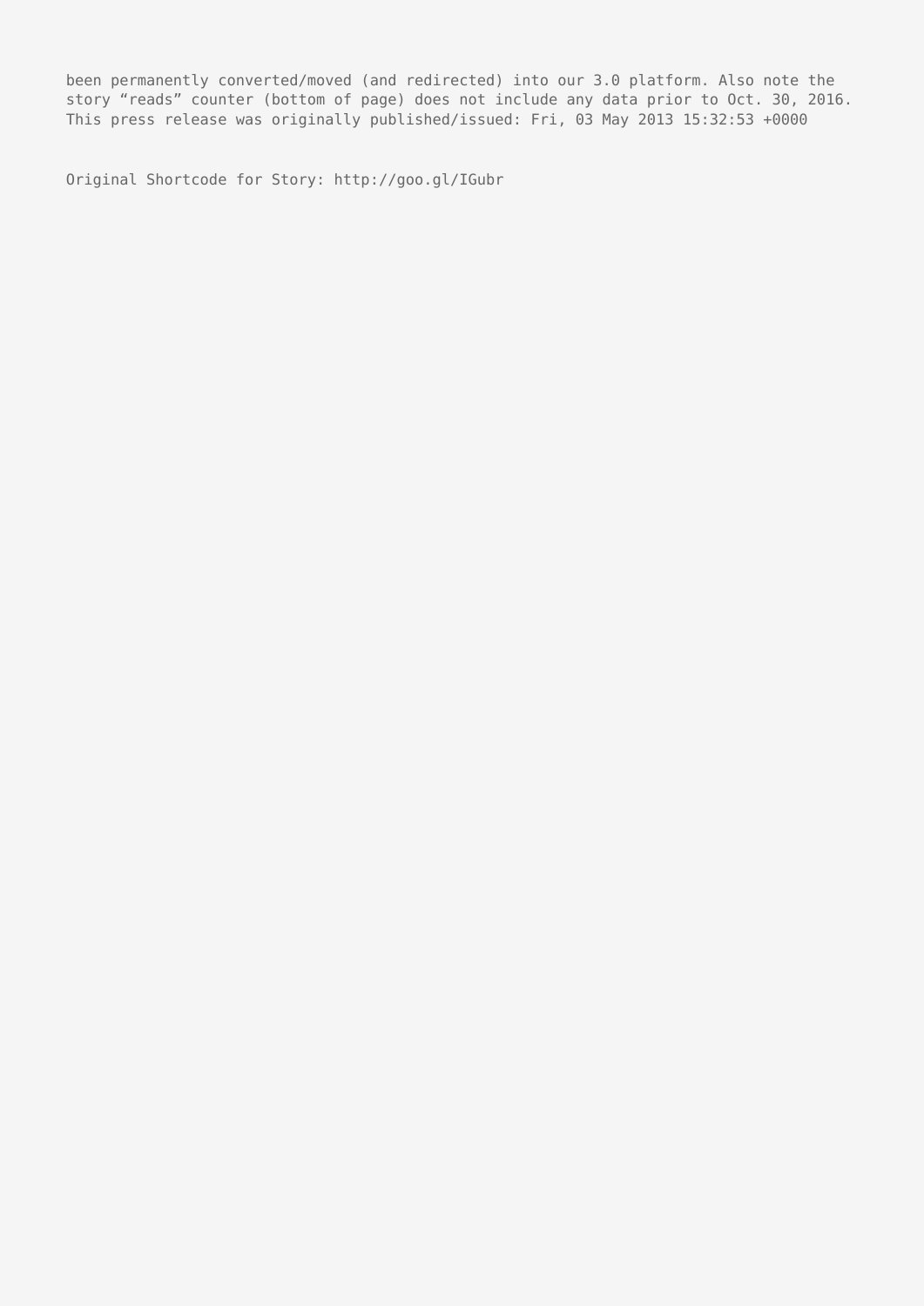been permanently converted/moved (and redirected) into our 3.0 platform. Also note the story “reads” counter (bottom of page) does not include any data prior to Oct. 30, 2016. This press release was originally published/issued: Fri, 03 May 2013 15:32:53 +0000

Original Shortcode for Story: http://goo.gl/IGubr